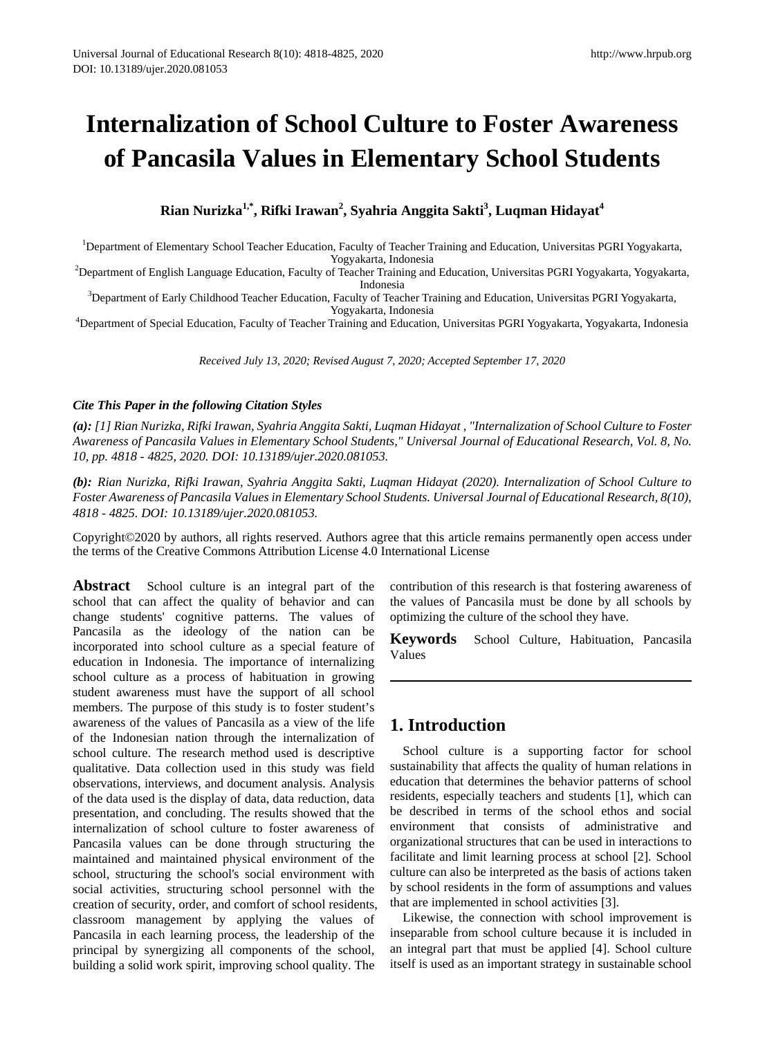# Internalization of School Culture to Foster Awareness of Pancasila Values in Elementary School Students

**Rian Nurizka[1,*], Rifki Irawan[2], Syahria Anggita Sakti[3], Luqman Hidayat[4]**

[1]Department of Elementary School Teacher Education, Faculty of Teacher Training and Education, Universitas PGRI Yogyakarta, Yogyakarta, Indonesia
[2]Department of English Language Education, Faculty of Teacher Training and Education, Universitas PGRI Yogyakarta, Yogyakarta, Indonesia
[3]Department of Early Childhood Teacher Education, Faculty of Teacher Training and Education, Universitas PGRI Yogyakarta, Yogyakarta, Indonesia
[4]Department of Special Education, Faculty of Teacher Training and Education, Universitas PGRI Yogyakarta, Yogyakarta, Indonesia

*Received July 13, 2020; Revised August 7, 2020; Accepted September 17, 2020*

***Cite This Paper in the following Citation Styles***

***(a):** [1] Rian Nurizka, Rifki Irawan, Syahria Anggita Sakti, Luqman Hidayat , "Internalization of School Culture to Foster Awareness of Pancasila Values in Elementary School Students," Universal Journal of Educational Research, Vol. 8, No. 10, pp. 4818 - 4825, 2020. DOI: 10.13189/ujer.2020.081053.*

***(b):** Rian Nurizka, Rifki Irawan, Syahria Anggita Sakti, Luqman Hidayat (2020). Internalization of School Culture to Foster Awareness of Pancasila Values in Elementary School Students. Universal Journal of Educational Research, 8(10), 4818 - 4825. DOI: 10.13189/ujer.2020.081053.*

Copyright©2020 by authors, all rights reserved. Authors agree that this article remains permanently open access under the terms of the Creative Commons Attribution License 4.0 International License

**Abstract** School culture is an integral part of the school that can affect the quality of behavior and can change students' cognitive patterns. The values of Pancasila as the ideology of the nation can be incorporated into school culture as a special feature of education in Indonesia. The importance of internalizing school culture as a process of habituation in growing student awareness must have the support of all school members. The purpose of this study is to foster student's awareness of the values of Pancasila as a view of the life of the Indonesian nation through the internalization of school culture. The research method used is descriptive qualitative. Data collection used in this study was field observations, interviews, and document analysis. Analysis of the data used is the display of data, data reduction, data presentation, and concluding. The results showed that the internalization of school culture to foster awareness of Pancasila values can be done through structuring the maintained and maintained physical environment of the school, structuring the school's social environment with social activities, structuring school personnel with the creation of security, order, and comfort of school residents, classroom management by applying the values of Pancasila in each learning process, the leadership of the principal by synergizing all components of the school, building a solid work spirit, improving school quality. The contribution of this research is that fostering awareness of the values of Pancasila must be done by all schools by optimizing the culture of the school they have.

**Keywords** School Culture, Habituation, Pancasila Values

## 1. Introduction

School culture is a supporting factor for school sustainability that affects the quality of human relations in education that determines the behavior patterns of school residents, especially teachers and students [1], which can be described in terms of the school ethos and social environment that consists of administrative and organizational structures that can be used in interactions to facilitate and limit learning process at school [2]. School culture can also be interpreted as the basis of actions taken by school residents in the form of assumptions and values that are implemented in school activities [3].

Likewise, the connection with school improvement is inseparable from school culture because it is included in an integral part that must be applied [4]. School culture itself is used as an important strategy in sustainable school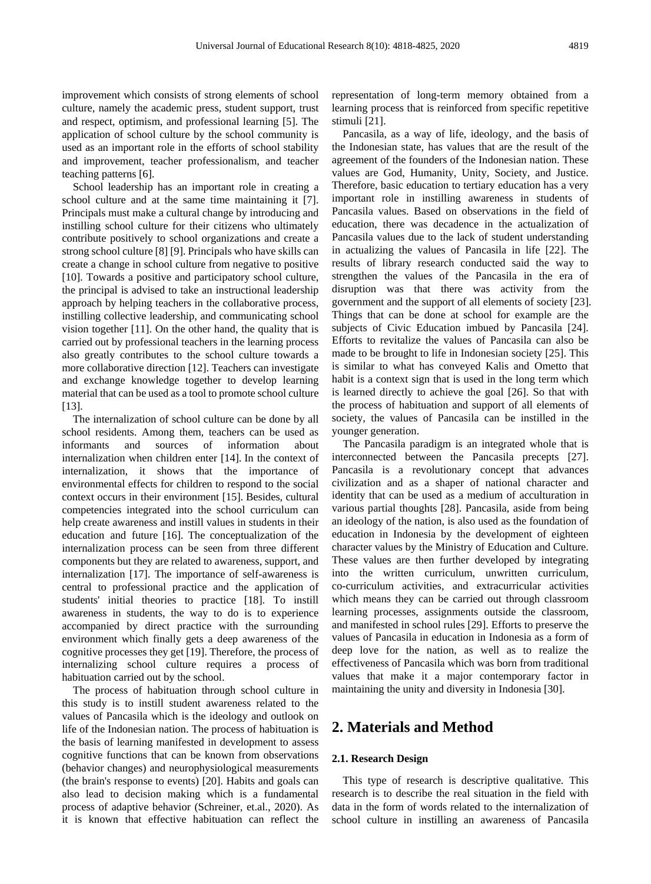improvement which consists of strong elements of school culture, namely the academic press, student support, trust and respect, optimism, and professional learning [5]. The application of school culture by the school community is used as an important role in the efforts of school stability and improvement, teacher professionalism, and teacher teaching patterns [6].

School leadership has an important role in creating a school culture and at the same time maintaining it [7]. Principals must make a cultural change by introducing and instilling school culture for their citizens who ultimately contribute positively to school organizations and create a strong school culture [8] [9]. Principals who have skills can create a change in school culture from negative to positive [10]. Towards a positive and participatory school culture, the principal is advised to take an instructional leadership approach by helping teachers in the collaborative process, instilling collective leadership, and communicating school vision together [11]. On the other hand, the quality that is carried out by professional teachers in the learning process also greatly contributes to the school culture towards a more collaborative direction [12]. Teachers can investigate and exchange knowledge together to develop learning material that can be used as a tool to promote school culture [13].

The internalization of school culture can be done by all school residents. Among them, teachers can be used as informants and sources of information about internalization when children enter [14]. In the context of internalization, it shows that the importance of environmental effects for children to respond to the social context occurs in their environment [15]. Besides, cultural competencies integrated into the school curriculum can help create awareness and instill values in students in their education and future [16]. The conceptualization of the internalization process can be seen from three different components but they are related to awareness, support, and internalization [17]. The importance of self-awareness is central to professional practice and the application of students' initial theories to practice [18]. To instill awareness in students, the way to do is to experience accompanied by direct practice with the surrounding environment which finally gets a deep awareness of the cognitive processes they get [19]. Therefore, the process of internalizing school culture requires a process of habituation carried out by the school.

The process of habituation through school culture in this study is to instill student awareness related to the values of Pancasila which is the ideology and outlook on life of the Indonesian nation. The process of habituation is the basis of learning manifested in development to assess cognitive functions that can be known from observations (behavior changes) and neurophysiological measurements (the brain's response to events) [20]. Habits and goals can also lead to decision making which is a fundamental process of adaptive behavior (Schreiner, et.al., 2020). As it is known that effective habituation can reflect the representation of long-term memory obtained from a learning process that is reinforced from specific repetitive stimuli [21].

Pancasila, as a way of life, ideology, and the basis of the Indonesian state, has values that are the result of the agreement of the founders of the Indonesian nation. These values are God, Humanity, Unity, Society, and Justice. Therefore, basic education to tertiary education has a very important role in instilling awareness in students of Pancasila values. Based on observations in the field of education, there was decadence in the actualization of Pancasila values due to the lack of student understanding in actualizing the values of Pancasila in life [22]. The results of library research conducted said the way to strengthen the values of the Pancasila in the era of disruption was that there was activity from the government and the support of all elements of society [23]. Things that can be done at school for example are the subjects of Civic Education imbued by Pancasila [24]. Efforts to revitalize the values of Pancasila can also be made to be brought to life in Indonesian society [25]. This is similar to what has conveyed Kalis and Ometto that habit is a context sign that is used in the long term which is learned directly to achieve the goal [26]. So that with the process of habituation and support of all elements of society, the values of Pancasila can be instilled in the younger generation.

The Pancasila paradigm is an integrated whole that is interconnected between the Pancasila precepts [27]. Pancasila is a revolutionary concept that advances civilization and as a shaper of national character and identity that can be used as a medium of acculturation in various partial thoughts [28]. Pancasila, aside from being an ideology of the nation, is also used as the foundation of education in Indonesia by the development of eighteen character values by the Ministry of Education and Culture. These values are then further developed by integrating into the written curriculum, unwritten curriculum, co-curriculum activities, and extracurricular activities which means they can be carried out through classroom learning processes, assignments outside the classroom, and manifested in school rules [29]. Efforts to preserve the values of Pancasila in education in Indonesia as a form of deep love for the nation, as well as to realize the effectiveness of Pancasila which was born from traditional values that make it a major contemporary factor in maintaining the unity and diversity in Indonesia [30].

## 2. Materials and Method

### 2.1. Research Design

This type of research is descriptive qualitative. This research is to describe the real situation in the field with data in the form of words related to the internalization of school culture in instilling an awareness of Pancasila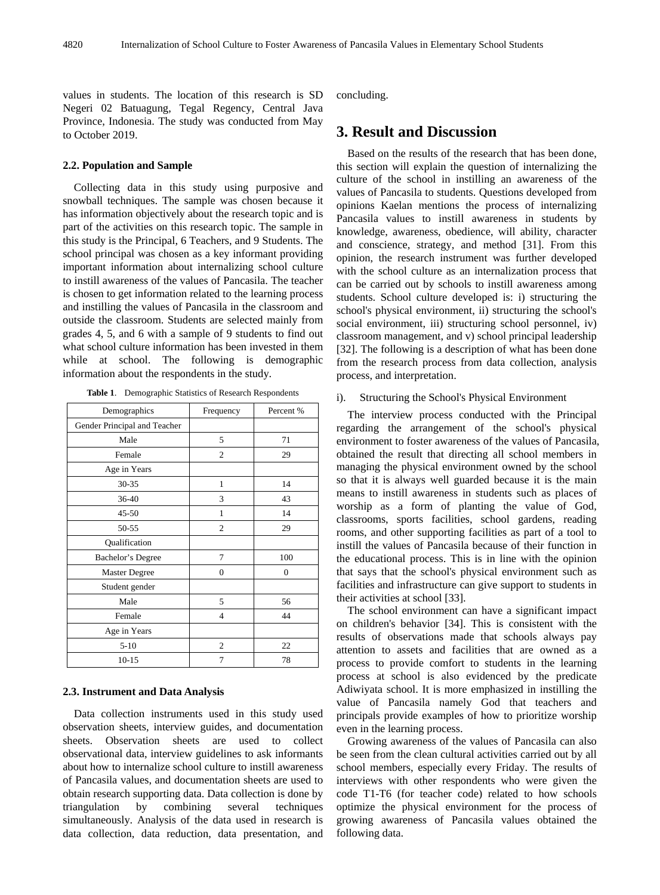values in students. The location of this research is SD Negeri 02 Batuagung, Tegal Regency, Central Java Province, Indonesia. The study was conducted from May to October 2019.

### 2.2. Population and Sample

Collecting data in this study using purposive and snowball techniques. The sample was chosen because it has information objectively about the research topic and is part of the activities on this research topic. The sample in this study is the Principal, 6 Teachers, and 9 Students. The school principal was chosen as a key informant providing important information about internalizing school culture to instill awareness of the values of Pancasila. The teacher is chosen to get information related to the learning process and instilling the values of Pancasila in the classroom and outside the classroom. Students are selected mainly from grades 4, 5, and 6 with a sample of 9 students to find out what school culture information has been invested in them while at school. The following is demographic information about the respondents in the study.

**Table 1**. Demographic Statistics of Research Respondents

| Demographics | Frequency | Percent % |
|---|---|---|
| Gender Principal and Teacher | | |
| Male | 5 | 71 |
| Female | 2 | 29 |
| Age in Years | | |
| 30-35 | 1 | 14 |
| 36-40 | 3 | 43 |
| 45-50 | 1 | 14 |
| 50-55 | 2 | 29 |
| Qualification | | |
| Bachelor's Degree | 7 | 100 |
| Master Degree | 0 | 0 |
| Student gender | | |
| Male | 5 | 56 |
| Female | 4 | 44 |
| Age in Years | | |
| 5-10 | 2 | 22 |
| 10-15 | 7 | 78 |

### 2.3. Instrument and Data Analysis

Data collection instruments used in this study used observation sheets, interview guides, and documentation sheets. Observation sheets are used to collect observational data, interview guidelines to ask informants about how to internalize school culture to instill awareness of Pancasila values, and documentation sheets are used to obtain research supporting data. Data collection is done by triangulation by combining several techniques simultaneously. Analysis of the data used in research is data collection, data reduction, data presentation, and concluding.

## 3. Result and Discussion

Based on the results of the research that has been done, this section will explain the question of internalizing the culture of the school in instilling an awareness of the values of Pancasila to students. Questions developed from opinions Kaelan mentions the process of internalizing Pancasila values to instill awareness in students by knowledge, awareness, obedience, will ability, character and conscience, strategy, and method [31]. From this opinion, the research instrument was further developed with the school culture as an internalization process that can be carried out by schools to instill awareness among students. School culture developed is: i) structuring the school's physical environment, ii) structuring the school's social environment, iii) structuring school personnel, iv) classroom management, and v) school principal leadership [32]. The following is a description of what has been done from the research process from data collection, analysis process, and interpretation.

i). Structuring the School's Physical Environment

The interview process conducted with the Principal regarding the arrangement of the school's physical environment to foster awareness of the values of Pancasila, obtained the result that directing all school members in managing the physical environment owned by the school so that it is always well guarded because it is the main means to instill awareness in students such as places of worship as a form of planting the value of God, classrooms, sports facilities, school gardens, reading rooms, and other supporting facilities as part of a tool to instill the values of Pancasila because of their function in the educational process. This is in line with the opinion that says that the school's physical environment such as facilities and infrastructure can give support to students in their activities at school [33].

The school environment can have a significant impact on children's behavior [34]. This is consistent with the results of observations made that schools always pay attention to assets and facilities that are owned as a process to provide comfort to students in the learning process at school is also evidenced by the predicate Adiwiyata school. It is more emphasized in instilling the value of Pancasila namely God that teachers and principals provide examples of how to prioritize worship even in the learning process.

Growing awareness of the values of Pancasila can also be seen from the clean cultural activities carried out by all school members, especially every Friday. The results of interviews with other respondents who were given the code T1-T6 (for teacher code) related to how schools optimize the physical environment for the process of growing awareness of Pancasila values obtained the following data.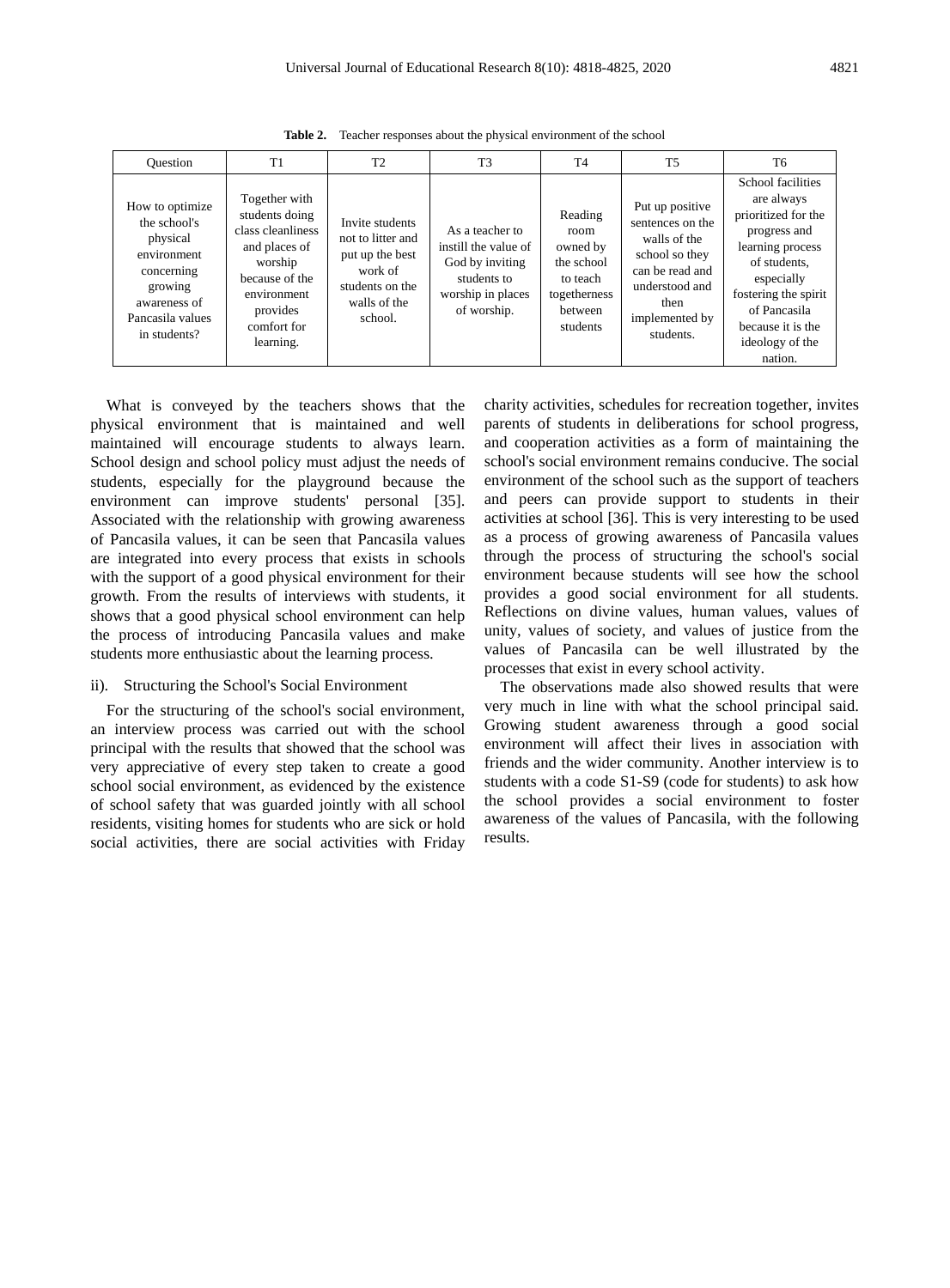**Table 2.** Teacher responses about the physical environment of the school

| Question | T1 | T2 | T3 | T4 | T5 | T6 |
|---|---|---|---|---|---|---|
| How to optimize the school's physical environment concerning growing awareness of Pancasila values in students? | Together with students doing class cleanliness and places of worship because of the environment provides comfort for learning. | Invite students not to litter and put up the best work of students on the walls of the school. | As a teacher to instill the value of God by inviting students to worship in places of worship. | Reading room owned by the school to teach togetherness between students | Put up positive sentences on the walls of the school so they can be read and understood and then implemented by students. | School facilities are always prioritized for the progress and learning process of students, especially fostering the spirit of Pancasila because it is the ideology of the nation. |

What is conveyed by the teachers shows that the physical environment that is maintained and well maintained will encourage students to always learn. School design and school policy must adjust the needs of students, especially for the playground because the environment can improve students' personal [35]. Associated with the relationship with growing awareness of Pancasila values, it can be seen that Pancasila values are integrated into every process that exists in schools with the support of a good physical environment for their growth. From the results of interviews with students, it shows that a good physical school environment can help the process of introducing Pancasila values and make students more enthusiastic about the learning process.

ii). Structuring the School's Social Environment

For the structuring of the school's social environment, an interview process was carried out with the school principal with the results that showed that the school was very appreciative of every step taken to create a good school social environment, as evidenced by the existence of school safety that was guarded jointly with all school residents, visiting homes for students who are sick or hold social activities, there are social activities with Friday charity activities, schedules for recreation together, invites parents of students in deliberations for school progress, and cooperation activities as a form of maintaining the school's social environment remains conducive. The social environment of the school such as the support of teachers and peers can provide support to students in their activities at school [36]. This is very interesting to be used as a process of growing awareness of Pancasila values through the process of structuring the school's social environment because students will see how the school provides a good social environment for all students. Reflections on divine values, human values, values of unity, values of society, and values of justice from the values of Pancasila can be well illustrated by the processes that exist in every school activity.

The observations made also showed results that were very much in line with what the school principal said. Growing student awareness through a good social environment will affect their lives in association with friends and the wider community. Another interview is to students with a code S1-S9 (code for students) to ask how the school provides a social environment to foster awareness of the values of Pancasila, with the following results.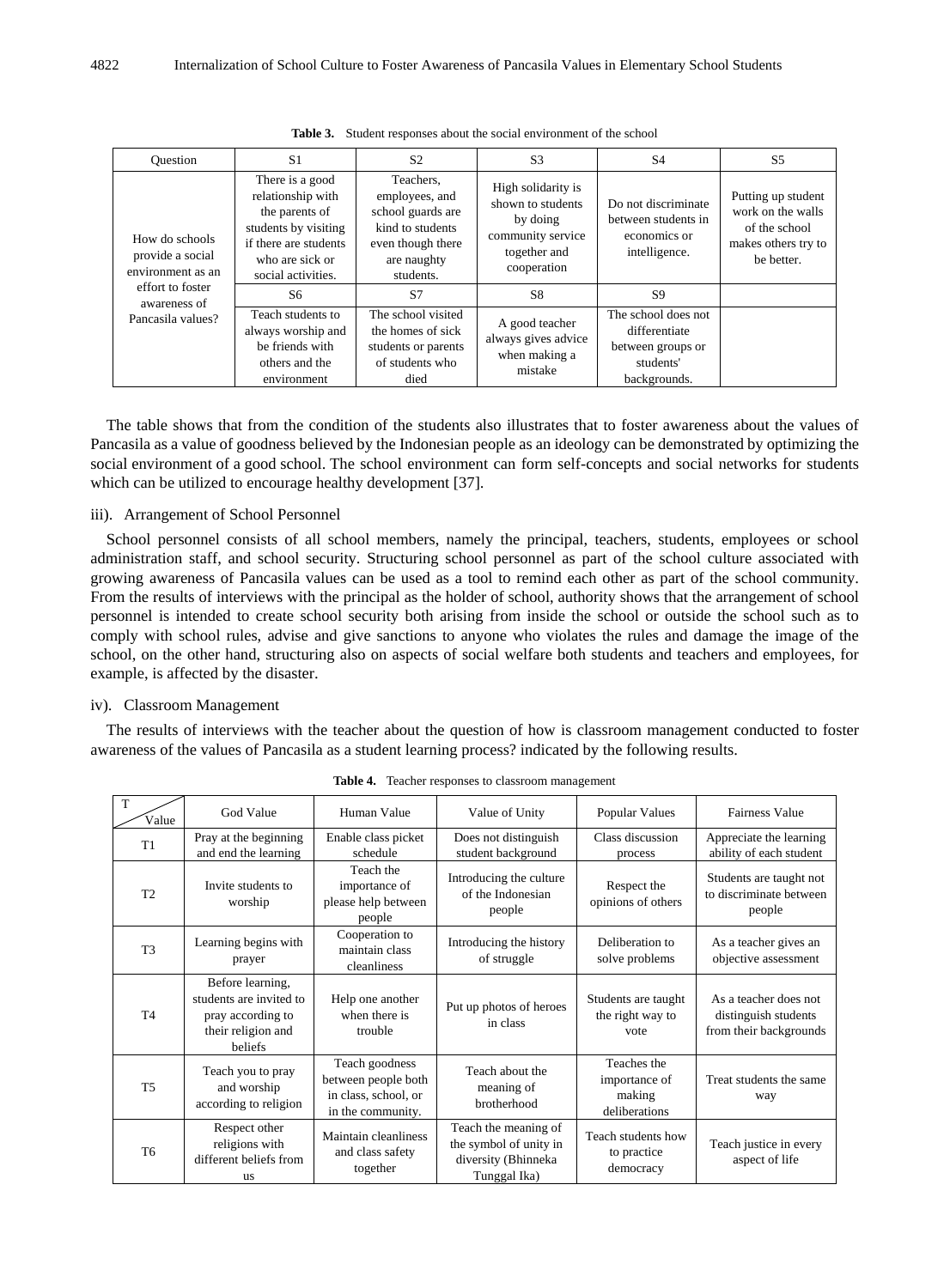**Table 3.** Student responses about the social environment of the school

| Question | S1 | S2 | S3 | S4 | S5 |
|---|---|---|---|---|---|
| How do schools provide a social environment as an effort to foster awareness of Pancasila values? | There is a good relationship with the parents of students by visiting if there are students who are sick or social activities. | Teachers, employees, and school guards are kind to students even though there are naughty students. | High solidarity is shown to students by doing community service together and cooperation | Do not discriminate between students in economics or intelligence. | Putting up student work on the walls of the school makes others try to be better. |
| | S6 | S7 | S8 | S9 | |
| | Teach students to always worship and be friends with others and the environment | The school visited the homes of sick students or parents of students who died | A good teacher always gives advice when making a mistake | The school does not differentiate between groups or students' backgrounds. | |

The table shows that from the condition of the students also illustrates that to foster awareness about the values of Pancasila as a value of goodness believed by the Indonesian people as an ideology can be demonstrated by optimizing the social environment of a good school. The school environment can form self-concepts and social networks for students which can be utilized to encourage healthy development [37].

iii). Arrangement of School Personnel

School personnel consists of all school members, namely the principal, teachers, students, employees or school administration staff, and school security. Structuring school personnel as part of the school culture associated with growing awareness of Pancasila values can be used as a tool to remind each other as part of the school community. From the results of interviews with the principal as the holder of school, authority shows that the arrangement of school personnel is intended to create school security both arising from inside the school or outside the school such as to comply with school rules, advise and give sanctions to anyone who violates the rules and damage the image of the school, on the other hand, structuring also on aspects of social welfare both students and teachers and employees, for example, is affected by the disaster.

iv). Classroom Management

The results of interviews with the teacher about the question of how is classroom management conducted to foster awareness of the values of Pancasila as a student learning process? indicated by the following results.

**Table 4.** Teacher responses to classroom management

| T / Value | God Value | Human Value | Value of Unity | Popular Values | Fairness Value |
|---|---|---|---|---|---|
| T1 | Pray at the beginning and end the learning | Enable class picket schedule | Does not distinguish student background | Class discussion process | Appreciate the learning ability of each student |
| T2 | Invite students to worship | Teach the importance of please help between people | Introducing the culture of the Indonesian people | Respect the opinions of others | Students are taught not to discriminate between people |
| T3 | Learning begins with prayer | Cooperation to maintain class cleanliness | Introducing the history of struggle | Deliberation to solve problems | As a teacher gives an objective assessment |
| T4 | Before learning, students are invited to pray according to their religion and beliefs | Help one another when there is trouble | Put up photos of heroes in class | Students are taught the right way to vote | As a teacher does not distinguish students from their backgrounds |
| T5 | Teach you to pray and worship according to religion | Teach goodness between people both in class, school, or in the community. | Teach about the meaning of brotherhood | Teaches the importance of making deliberations | Treat students the same way |
| T6 | Respect other religions with different beliefs from us | Maintain cleanliness and class safety together | Teach the meaning of the symbol of unity in diversity (Bhinneka Tunggal Ika) | Teach students how to practice democracy | Teach justice in every aspect of life |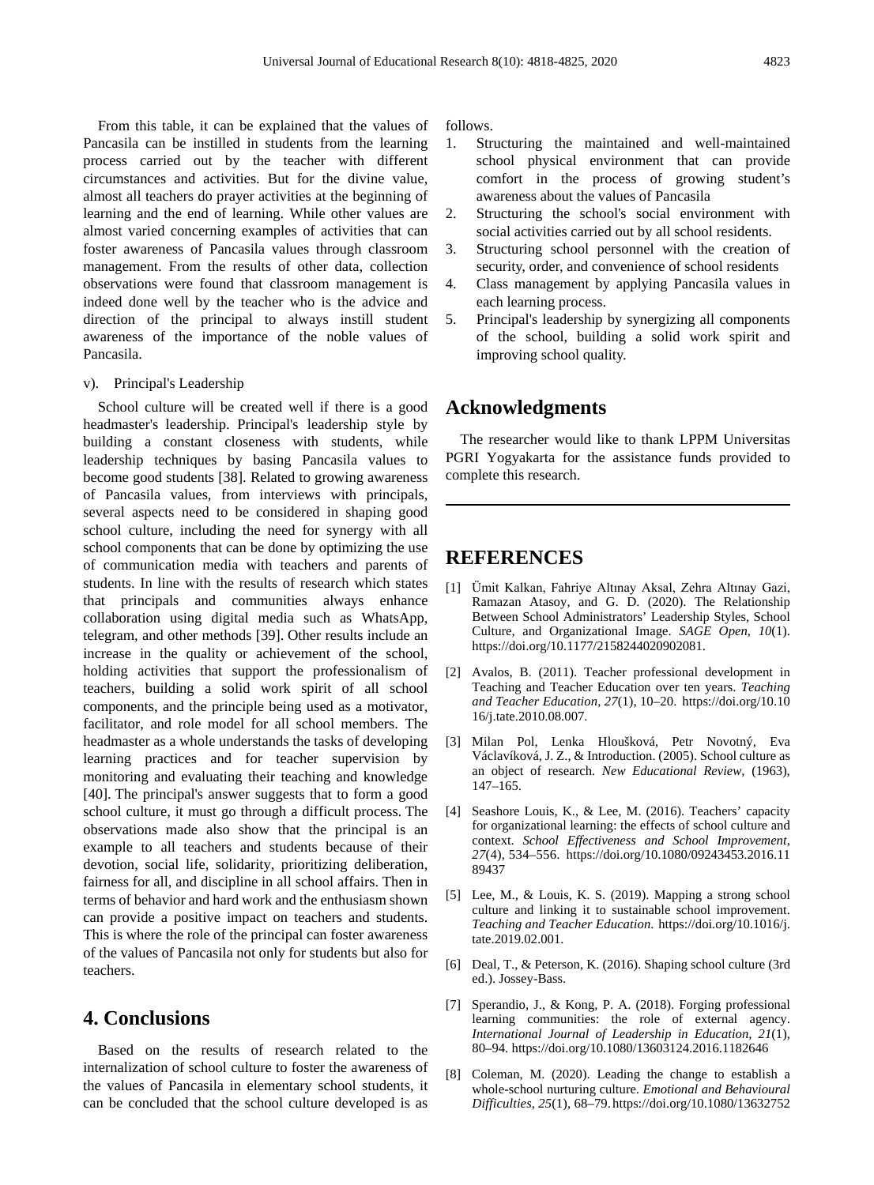From this table, it can be explained that the values of Pancasila can be instilled in students from the learning process carried out by the teacher with different circumstances and activities. But for the divine value, almost all teachers do prayer activities at the beginning of learning and the end of learning. While other values are almost varied concerning examples of activities that can foster awareness of Pancasila values through classroom management. From the results of other data, collection observations were found that classroom management is indeed done well by the teacher who is the advice and direction of the principal to always instill student awareness of the importance of the noble values of Pancasila.

v). Principal's Leadership

School culture will be created well if there is a good headmaster's leadership. Principal's leadership style by building a constant closeness with students, while leadership techniques by basing Pancasila values to become good students [38]. Related to growing awareness of Pancasila values, from interviews with principals, several aspects need to be considered in shaping good school culture, including the need for synergy with all school components that can be done by optimizing the use of communication media with teachers and parents of students. In line with the results of research which states that principals and communities always enhance collaboration using digital media such as WhatsApp, telegram, and other methods [39]. Other results include an increase in the quality or achievement of the school, holding activities that support the professionalism of teachers, building a solid work spirit of all school components, and the principle being used as a motivator, facilitator, and role model for all school members. The headmaster as a whole understands the tasks of developing learning practices and for teacher supervision by monitoring and evaluating their teaching and knowledge [40]. The principal's answer suggests that to form a good school culture, it must go through a difficult process. The observations made also show that the principal is an example to all teachers and students because of their devotion, social life, solidarity, prioritizing deliberation, fairness for all, and discipline in all school affairs. Then in terms of behavior and hard work and the enthusiasm shown can provide a positive impact on teachers and students. This is where the role of the principal can foster awareness of the values of Pancasila not only for students but also for teachers.

## 4. Conclusions

Based on the results of research related to the internalization of school culture to foster the awareness of the values of Pancasila in elementary school students, it can be concluded that the school culture developed is as follows.

1. Structuring the maintained and well-maintained school physical environment that can provide comfort in the process of growing student's awareness about the values of Pancasila
2. Structuring the school's social environment with social activities carried out by all school residents.
3. Structuring school personnel with the creation of security, order, and convenience of school residents
4. Class management by applying Pancasila values in each learning process.
5. Principal's leadership by synergizing all components of the school, building a solid work spirit and improving school quality.

## Acknowledgments

The researcher would like to thank LPPM Universitas PGRI Yogyakarta for the assistance funds provided to complete this research.

## REFERENCES

[1] Ümit Kalkan, Fahriye Altınay Aksal, Zehra Altınay Gazi, Ramazan Atasoy, and G. D. (2020). The Relationship Between School Administrators' Leadership Styles, School Culture, and Organizational Image. *SAGE Open*, *10*(1). https://doi.org/10.1177/2158244020902081.

[2] Avalos, B. (2011). Teacher professional development in Teaching and Teacher Education over ten years. *Teaching and Teacher Education*, *27*(1), 10–20. https://doi.org/10.1016/j.tate.2010.08.007.

[3] Milan Pol, Lenka Hloušková, Petr Novotný, Eva Václavíková, J. Z., & Introduction. (2005). School culture as an object of research. *New Educational Review*, (1963), 147–165.

[4] Seashore Louis, K., & Lee, M. (2016). Teachers' capacity for organizational learning: the effects of school culture and context. *School Effectiveness and School Improvement*, *27*(4), 534–556. https://doi.org/10.1080/09243453.2016.1189437

[5] Lee, M., & Louis, K. S. (2019). Mapping a strong school culture and linking it to sustainable school improvement. *Teaching and Teacher Education*. https://doi.org/10.1016/j.tate.2019.02.001.

[6] Deal, T., & Peterson, K. (2016). Shaping school culture (3rd ed.). Jossey-Bass.

[7] Sperandio, J., & Kong, P. A. (2018). Forging professional learning communities: the role of external agency. *International Journal of Leadership in Education*, *21*(1), 80–94. https://doi.org/10.1080/13603124.2016.1182646

[8] Coleman, M. (2020). Leading the change to establish a whole-school nurturing culture. *Emotional and Behavioural Difficulties*, *25*(1), 68–79. https://doi.org/10.1080/13632752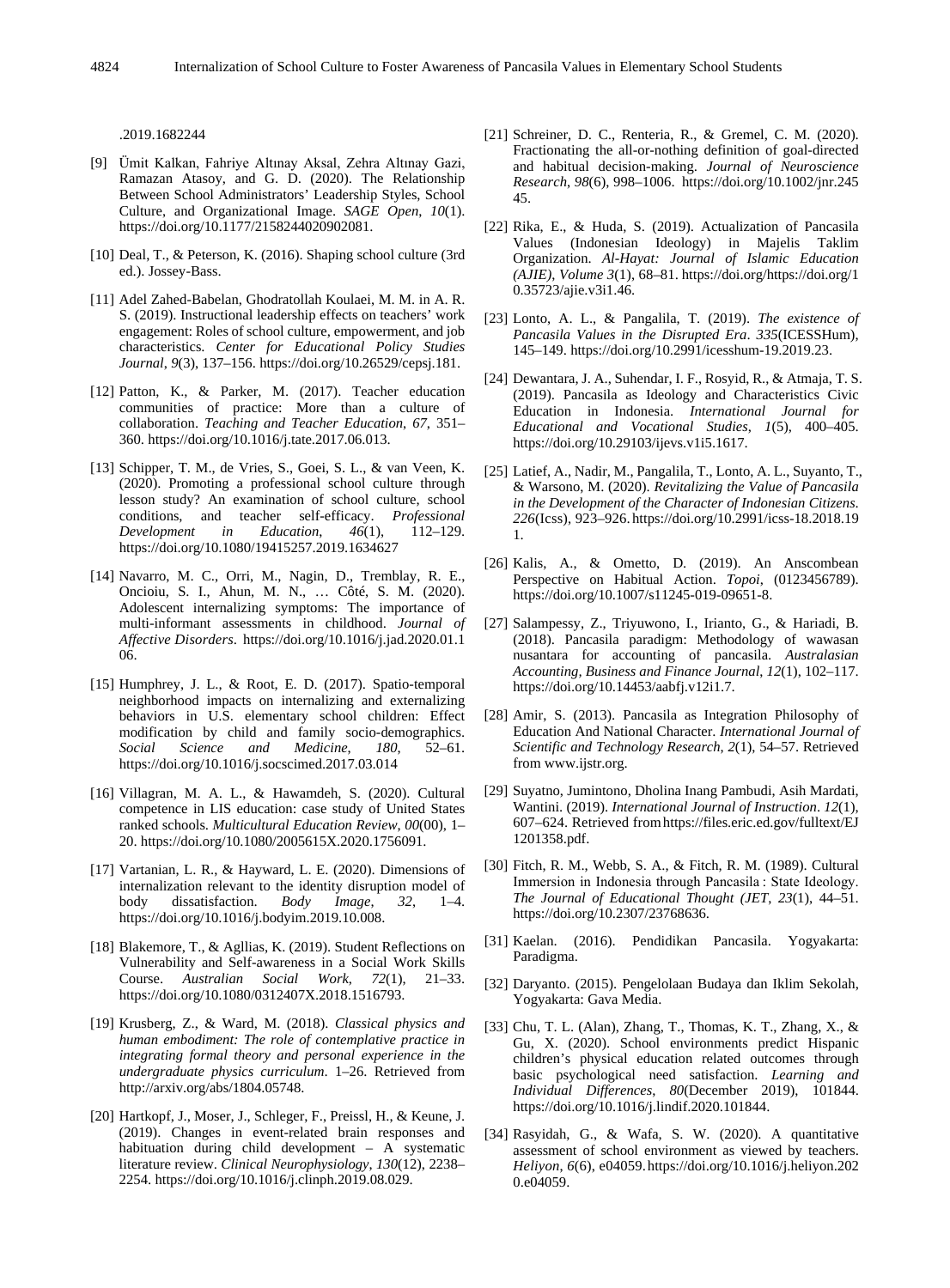.2019.1682244

[9] Ümit Kalkan, Fahriye Altınay Aksal, Zehra Altınay Gazi, Ramazan Atasoy, and G. D. (2020). The Relationship Between School Administrators' Leadership Styles, School Culture, and Organizational Image. *SAGE Open*, *10*(1). https://doi.org/10.1177/2158244020902081.

[10] Deal, T., & Peterson, K. (2016). Shaping school culture (3rd ed.). Jossey-Bass.

[11] Adel Zahed-Babelan, Ghodratollah Koulaei, M. M. in A. R. S. (2019). Instructional leadership effects on teachers' work engagement: Roles of school culture, empowerment, and job characteristics. *Center for Educational Policy Studies Journal*, *9*(3), 137–156. https://doi.org/10.26529/cepsj.181.

[12] Patton, K., & Parker, M. (2017). Teacher education communities of practice: More than a culture of collaboration. *Teaching and Teacher Education*, *67*, 351–360. https://doi.org/10.1016/j.tate.2017.06.013.

[13] Schipper, T. M., de Vries, S., Goei, S. L., & van Veen, K. (2020). Promoting a professional school culture through lesson study? An examination of school culture, school conditions, and teacher self-efficacy. *Professional Development in Education*, *46*(1), 112–129. https://doi.org/10.1080/19415257.2019.1634627

[14] Navarro, M. C., Orri, M., Nagin, D., Tremblay, R. E., Oncioiu, S. I., Ahun, M. N., … Côté, S. M. (2020). Adolescent internalizing symptoms: The importance of multi-informant assessments in childhood. *Journal of Affective Disorders*. https://doi.org/10.1016/j.jad.2020.01.106.

[15] Humphrey, J. L., & Root, E. D. (2017). Spatio-temporal neighborhood impacts on internalizing and externalizing behaviors in U.S. elementary school children: Effect modification by child and family socio-demographics. *Social Science and Medicine*, *180*, 52–61. https://doi.org/10.1016/j.socscimed.2017.03.014

[16] Villagran, M. A. L., & Hawamdeh, S. (2020). Cultural competence in LIS education: case study of United States ranked schools. *Multicultural Education Review*, *00*(00), 1–20. https://doi.org/10.1080/2005615X.2020.1756091.

[17] Vartanian, L. R., & Hayward, L. E. (2020). Dimensions of internalization relevant to the identity disruption model of body dissatisfaction. *Body Image*, *32*, 1–4. https://doi.org/10.1016/j.bodyim.2019.10.008.

[18] Blakemore, T., & Agllias, K. (2019). Student Reflections on Vulnerability and Self-awareness in a Social Work Skills Course. *Australian Social Work*, *72*(1), 21–33. https://doi.org/10.1080/0312407X.2018.1516793.

[19] Krusberg, Z., & Ward, M. (2018). *Classical physics and human embodiment: The role of contemplative practice in integrating formal theory and personal experience in the undergraduate physics curriculum*. 1–26. Retrieved from http://arxiv.org/abs/1804.05748.

[20] Hartkopf, J., Moser, J., Schleger, F., Preissl, H., & Keune, J. (2019). Changes in event-related brain responses and habituation during child development – A systematic literature review. *Clinical Neurophysiology*, *130*(12), 2238–2254. https://doi.org/10.1016/j.clinph.2019.08.029.

[21] Schreiner, D. C., Renteria, R., & Gremel, C. M. (2020). Fractionating the all-or-nothing definition of goal-directed and habitual decision-making. *Journal of Neuroscience Research*, *98*(6), 998–1006. https://doi.org/10.1002/jnr.24545.

[22] Rika, E., & Huda, S. (2019). Actualization of Pancasila Values (Indonesian Ideology) in Majelis Taklim Organization. *Al-Hayat: Journal of Islamic Education (AJIE)*, *Volume 3*(1), 68–81. https://doi.org/https://doi.org/10.35723/ajie.v3i1.46.

[23] Lonto, A. L., & Pangalila, T. (2019). *The existence of Pancasila Values in the Disrupted Era*. *335*(ICESSHum), 145–149. https://doi.org/10.2991/icesshum-19.2019.23.

[24] Dewantara, J. A., Suhendar, I. F., Rosyid, R., & Atmaja, T. S. (2019). Pancasila as Ideology and Characteristics Civic Education in Indonesia. *International Journal for Educational and Vocational Studies*, *1*(5), 400–405. https://doi.org/10.29103/ijevs.v1i5.1617.

[25] Latief, A., Nadir, M., Pangalila, T., Lonto, A. L., Suyanto, T., & Warsono, M. (2020). *Revitalizing the Value of Pancasila in the Development of the Character of Indonesian Citizens*. *226*(Icss), 923–926. https://doi.org/10.2991/icss-18.2018.191.

[26] Kalis, A., & Ometto, D. (2019). An Anscombean Perspective on Habitual Action. *Topoi*, (0123456789). https://doi.org/10.1007/s11245-019-09651-8.

[27] Salampessy, Z., Triyuwono, I., Irianto, G., & Hariadi, B. (2018). Pancasila paradigm: Methodology of wawasan nusantara for accounting of pancasila. *Australasian Accounting, Business and Finance Journal*, *12*(1), 102–117. https://doi.org/10.14453/aabfj.v12i1.7.

[28] Amir, S. (2013). Pancasila as Integration Philosophy of Education And National Character. *International Journal of Scientific and Technology Research*, *2*(1), 54–57. Retrieved from www.ijstr.org.

[29] Suyatno, Jumintono, Dholina Inang Pambudi, Asih Mardati, Wantini. (2019). *International Journal of Instruction*. *12*(1), 607–624. Retrieved from https://files.eric.ed.gov/fulltext/EJ1201358.pdf.

[30] Fitch, R. M., Webb, S. A., & Fitch, R. M. (1989). Cultural Immersion in Indonesia through Pancasila : State Ideology. *The Journal of Educational Thought (JET*, *23*(1), 44–51. https://doi.org/10.2307/23768636.

[31] Kaelan. (2016). Pendidikan Pancasila. Yogyakarta: Paradigma.

[32] Daryanto. (2015). Pengelolaan Budaya dan Iklim Sekolah, Yogyakarta: Gava Media.

[33] Chu, T. L. (Alan), Zhang, T., Thomas, K. T., Zhang, X., & Gu, X. (2020). School environments predict Hispanic children's physical education related outcomes through basic psychological need satisfaction. *Learning and Individual Differences*, *80*(December 2019), 101844. https://doi.org/10.1016/j.lindif.2020.101844.

[34] Rasyidah, G., & Wafa, S. W. (2020). A quantitative assessment of school environment as viewed by teachers. *Heliyon*, *6*(6), e04059. https://doi.org/10.1016/j.heliyon.2020.e04059.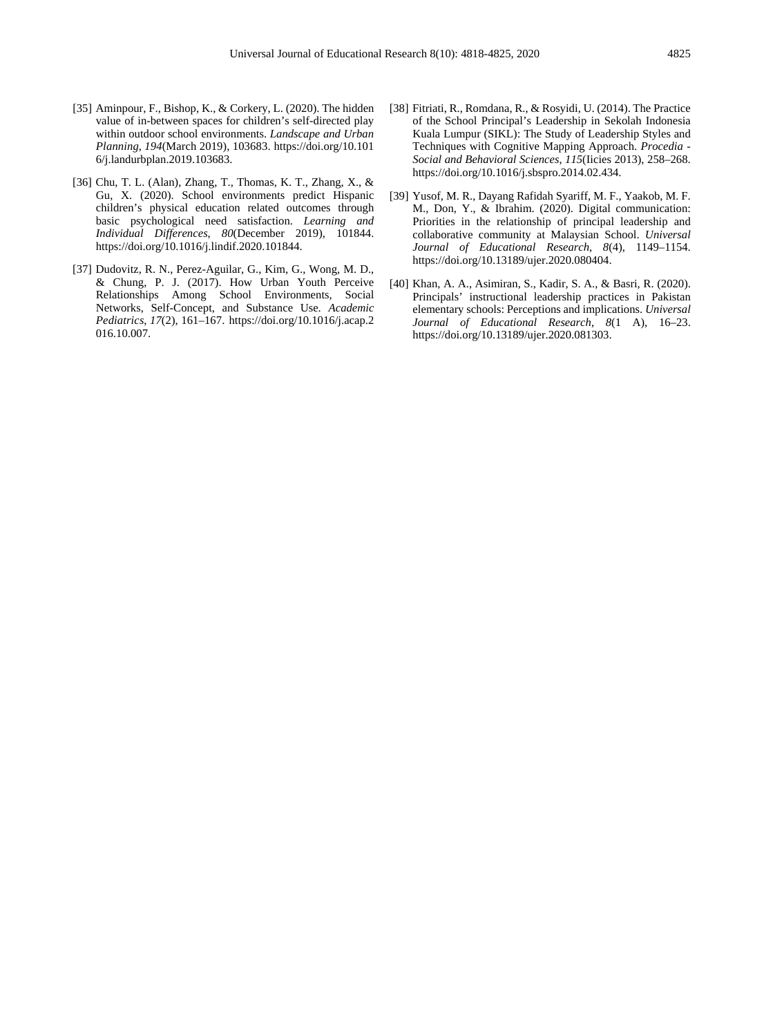[35] Aminpour, F., Bishop, K., & Corkery, L. (2020). The hidden value of in-between spaces for children's self-directed play within outdoor school environments. *Landscape and Urban Planning*, *194*(March 2019), 103683. https://doi.org/10.1016/j.landurbplan.2019.103683.

[36] Chu, T. L. (Alan), Zhang, T., Thomas, K. T., Zhang, X., & Gu, X. (2020). School environments predict Hispanic children's physical education related outcomes through basic psychological need satisfaction. *Learning and Individual Differences*, *80*(December 2019), 101844. https://doi.org/10.1016/j.lindif.2020.101844.

[37] Dudovitz, R. N., Perez-Aguilar, G., Kim, G., Wong, M. D., & Chung, P. J. (2017). How Urban Youth Perceive Relationships Among School Environments, Social Networks, Self-Concept, and Substance Use. *Academic Pediatrics*, *17*(2), 161–167. https://doi.org/10.1016/j.acap.2016.10.007.

[38] Fitriati, R., Romdana, R., & Rosyidi, U. (2014). The Practice of the School Principal's Leadership in Sekolah Indonesia Kuala Lumpur (SIKL): The Study of Leadership Styles and Techniques with Cognitive Mapping Approach. *Procedia - Social and Behavioral Sciences*, *115*(Iicies 2013), 258–268. https://doi.org/10.1016/j.sbspro.2014.02.434.

[39] Yusof, M. R., Dayang Rafidah Syariff, M. F., Yaakob, M. F. M., Don, Y., & Ibrahim. (2020). Digital communication: Priorities in the relationship of principal leadership and collaborative community at Malaysian School. *Universal Journal of Educational Research*, *8*(4), 1149–1154. https://doi.org/10.13189/ujer.2020.080404.

[40] Khan, A. A., Asimiran, S., Kadir, S. A., & Basri, R. (2020). Principals' instructional leadership practices in Pakistan elementary schools: Perceptions and implications. *Universal Journal of Educational Research*, *8*(1 A), 16–23. https://doi.org/10.13189/ujer.2020.081303.